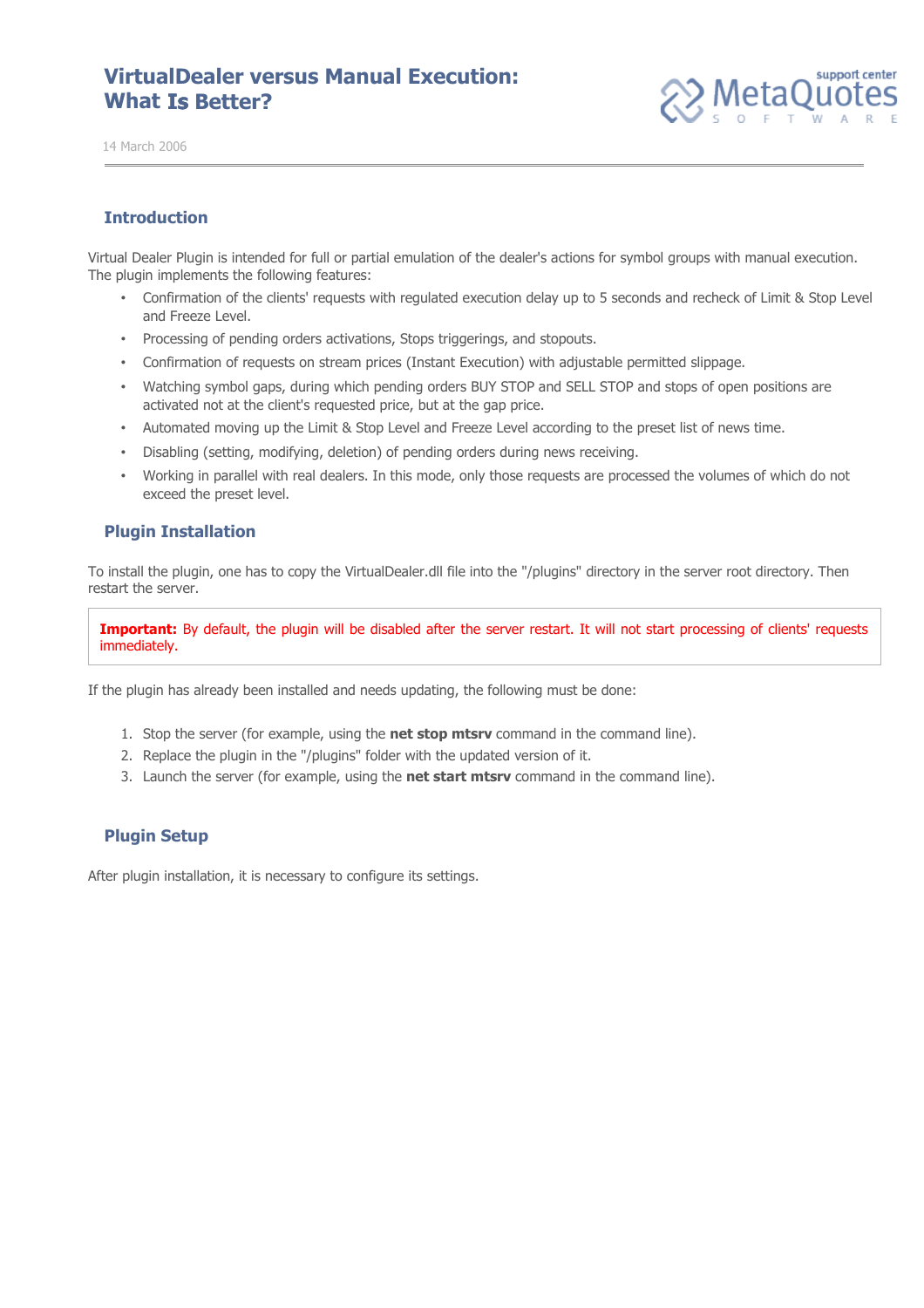# VirtualDealer versus Manual Execution: What Is Better?

14 March 2006

## Introduction

Virtual Dealer Plugin is intended for full or partial emulation of the dealer's actions for symbol groups with manual execution. The plugin implements the following features:

- Confirmation of the clients' requests with regulated execution delay up to 5 seconds and recheck of Limit & Stop Level and Freeze Level.
- Processing of pending orders activations, Stops triggerings, and stopouts.
- Confirmation of requests on stream prices (Instant Execution) with adjustable permitted slippage.
- Watching symbol gaps, during which pending orders BUY STOP and SELL STOP and stops of open positions are activated not at the client's requested price, but at the gap price.
- Automated moving up the Limit & Stop Level and Freeze Level according to the preset list of news time.
- Disabling (setting, modifying, deletion) of pending orders during news receiving.
- Working in parallel with real dealers. In this mode, only those requests are processed the volumes of which do not exceed the preset level.

## Plugin Installation

To install the plugin, one has to copy the VirtualDealer.dll file into the "/plugins" directory in the server root directory. Then restart the server.

> **Important:** By default, the plugin will be disabled after the server restart. It will not start processing of clients' requests immediately.

If the plugin has already been installed and needs updating, the following must be done:

1. Stop the server (for example, using the **net stop mtsrv** command in the command line).
2. Replace the plugin in the "/plugins" folder with the updated version of it.
3. Launch the server (for example, using the **net start mtsrv** command in the command line).

## Plugin Setup

After plugin installation, it is necessary to configure its settings.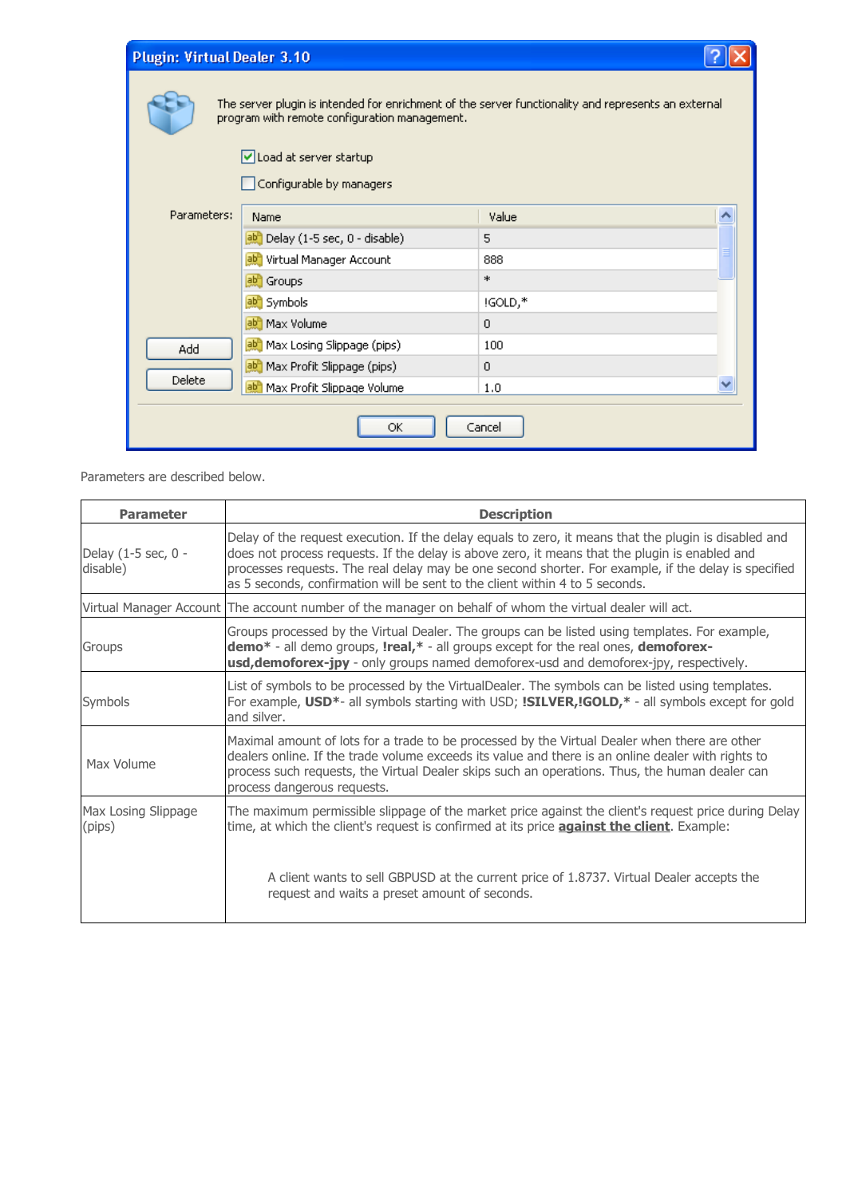Parameters are described below.

| Parameter | Description |
| --- | --- |
| Delay (1-5 sec, 0 - disable) | Delay of the request execution. If the delay equals to zero, it means that the plugin is disabled and does not process requests. If the delay is above zero, it means that the plugin is enabled and processes requests. The real delay may be one second shorter. For example, if the delay is specified as 5 seconds, confirmation will be sent to the client within 4 to 5 seconds. |
| Virtual Manager Account | The account number of the manager on behalf of whom the virtual dealer will act. |
| Groups | Groups processed by the Virtual Dealer. The groups can be listed using templates. For example, **demo*** - all demo groups, **!real,*** - all groups except for the real ones, **demoforex-usd,demoforex-jpy** - only groups named demoforex-usd and demoforex-jpy, respectively. |
| Symbols | List of symbols to be processed by the VirtualDealer. The symbols can be listed using templates. For example, **USD***- all symbols starting with USD; **!SILVER,!GOLD,*** - all symbols except for gold and silver. |
| Max Volume | Maximal amount of lots for a trade to be processed by the Virtual Dealer when there are other dealers online. If the trade volume exceeds its value and there is an online dealer with rights to process such requests, the Virtual Dealer skips such an operations. Thus, the human dealer can process dangerous requests. |
| Max Losing Slippage (pips) | The maximum permissible slippage of the market price against the client's request price during Delay time, at which the client's request is confirmed at its price **against the client**. Example: <br><br> A client wants to sell GBPUSD at the current price of 1.8737. Virtual Dealer accepts the request and waits a preset amount of seconds. |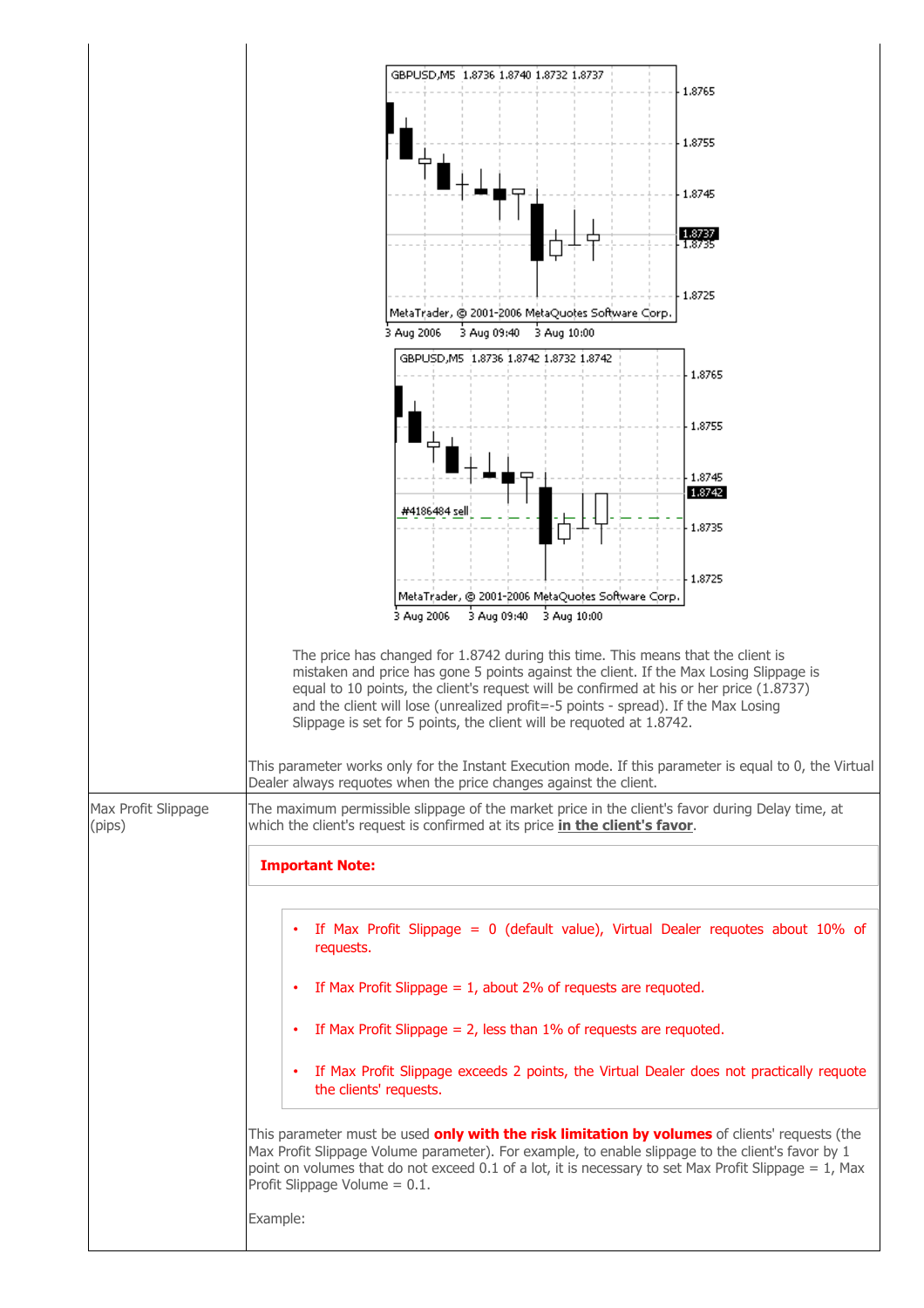| | |
|---|---|
| | The price has changed for 1.8742 during this time. This means that the client is mistaken and price has gone 5 points against the client. If the Max Losing Slippage is equal to 10 points, the client's request will be confirmed at his or her price (1.8737) and the client will lose (unrealized profit=-5 points - spread). If the Max Losing Slippage is set for 5 points, the client will be requoted at 1.8742.<br><br>This parameter works only for the Instant Execution mode. If this parameter is equal to 0, the Virtual Dealer always requotes when the price changes against the client. |
| Max Profit Slippage (pips) | The maximum permissible slippage of the market price in the client's favor during Delay time, at which the client's request is confirmed at its price **in the client's favor**.<br><br>**Important Note:**<br><br>• If Max Profit Slippage = 0 (default value), Virtual Dealer requotes about 10% of requests.<br>• If Max Profit Slippage = 1, about 2% of requests are requoted.<br>• If Max Profit Slippage = 2, less than 1% of requests are requoted.<br>• If Max Profit Slippage exceeds 2 points, the Virtual Dealer does not practically requote the clients' requests.<br><br>This parameter must be used **only with the risk limitation by volumes** of clients' requests (the Max Profit Slippage Volume parameter). For example, to enable slippage to the client's favor by 1 point on volumes that do not exceed 0.1 of a lot, it is necessary to set Max Profit Slippage = 1, Max Profit Slippage Volume = 0.1.<br><br>Example: |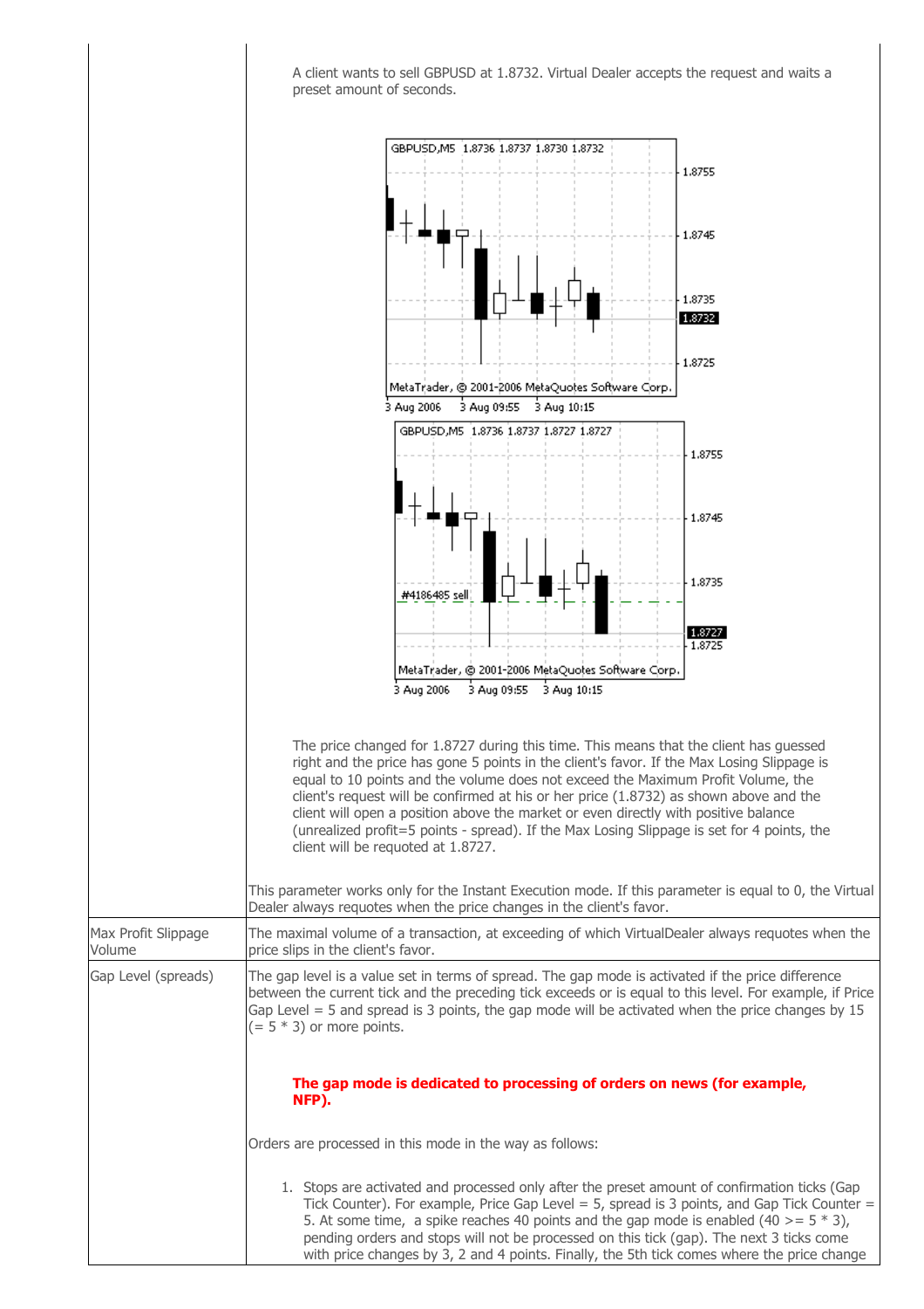| | |
|---|---|
| | A client wants to sell GBPUSD at 1.8732. Virtual Dealer accepts the request and waits a preset amount of seconds.<br><br>The price changed for 1.8727 during this time. This means that the client has guessed right and the price has gone 5 points in the client's favor. If the Max Losing Slippage is equal to 10 points and the volume does not exceed the Maximum Profit Volume, the client's request will be confirmed at his or her price (1.8732) as shown above and the client will open a position above the market or even directly with positive balance (unrealized profit=5 points - spread). If the Max Losing Slippage is set for 4 points, the client will be requoted at 1.8727.<br><br>This parameter works only for the Instant Execution mode. If this parameter is equal to 0, the Virtual Dealer always requotes when the price changes in the client's favor. |
| Max Profit Slippage Volume | The maximal volume of a transaction, at exceeding of which VirtualDealer always requotes when the price slips in the client's favor. |
| Gap Level (spreads) | The gap level is a value set in terms of spread. The gap mode is activated if the price difference between the current tick and the preceding tick exceeds or is equal to this level. For example, if Price Gap Level = 5 and spread is 3 points, the gap mode will be activated when the price changes by 15 (= 5 * 3) or more points.<br><br>**The gap mode is dedicated to processing of orders on news (for example, NFP).**<br><br>Orders are processed in this mode in the way as follows:<br><br>1. Stops are activated and processed only after the preset amount of confirmation ticks (Gap Tick Counter). For example, Price Gap Level = 5, spread is 3 points, and Gap Tick Counter = 5. At some time, a spike reaches 40 points and the gap mode is enabled (40 >= 5 * 3), pending orders and stops will not be processed on this tick (gap). The next 3 ticks come with price changes by 3, 2 and 4 points. Finally, the 5th tick comes where the price change |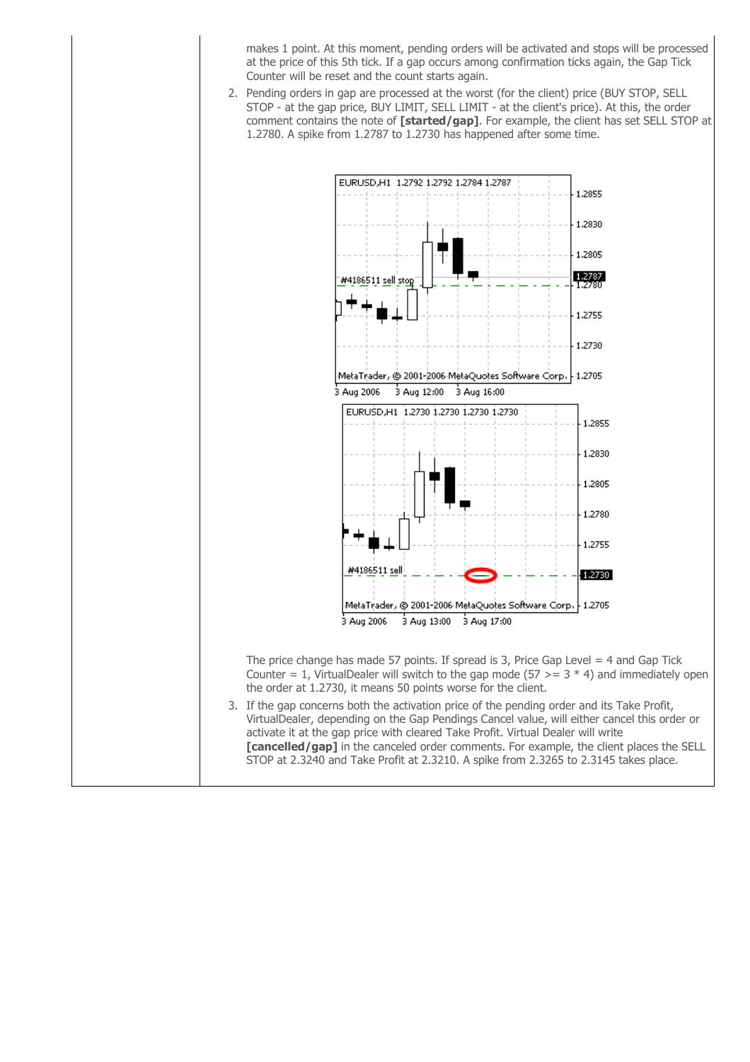makes 1 point. At this moment, pending orders will be activated and stops will be processed at the price of this 5th tick. If a gap occurs among confirmation ticks again, the Gap Tick Counter will be reset and the count starts again.

2. Pending orders in gap are processed at the worst (for the client) price (BUY STOP, SELL STOP - at the gap price, BUY LIMIT, SELL LIMIT - at the client's price). At this, the order comment contains the note of **[started/gap]**. For example, the client has set SELL STOP at 1.2780. A spike from 1.2787 to 1.2730 has happened after some time.

   The price change has made 57 points. If spread is 3, Price Gap Level = 4 and Gap Tick Counter = 1, VirtualDealer will switch to the gap mode (57 >= 3 * 4) and immediately open the order at 1.2730, it means 50 points worse for the client.

3. If the gap concerns both the activation price of the pending order and its Take Profit, VirtualDealer, depending on the Gap Pendings Cancel value, will either cancel this order or activate it at the gap price with cleared Take Profit. Virtual Dealer will write **[cancelled/gap]** in the canceled order comments. For example, the client places the SELL STOP at 2.3240 and Take Profit at 2.3210. A spike from 2.3265 to 2.3145 takes place.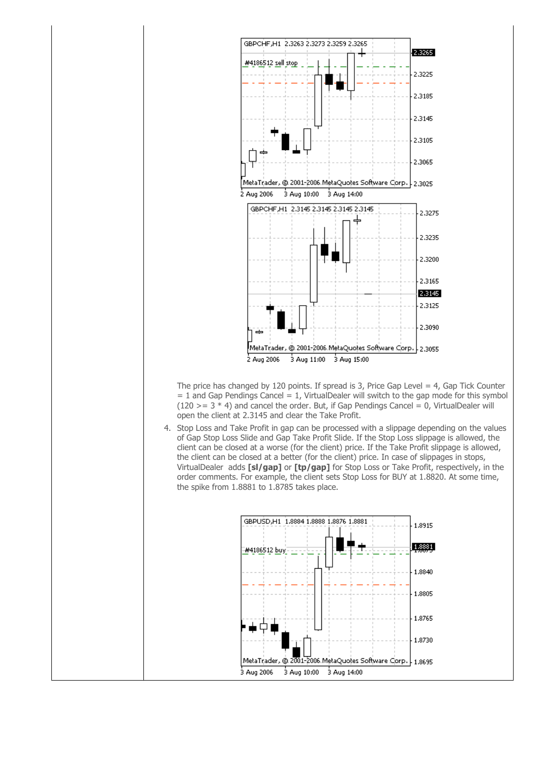The price has changed by 120 points. If spread is 3, Price Gap Level = 4, Gap Tick Counter = 1 and Gap Pendings Cancel = 1, VirtualDealer will switch to the gap mode for this symbol (120 >= 3 * 4) and cancel the order. But, if Gap Pendings Cancel = 0, VirtualDealer will open the client at 2.3145 and clear the Take Profit.

4. Stop Loss and Take Profit in gap can be processed with a slippage depending on the values of Gap Stop Loss Slide and Gap Take Profit Slide. If the Stop Loss slippage is allowed, the client can be closed at a worse (for the client) price. If the Take Profit slippage is allowed, the client can be closed at a better (for the client) price. In case of slippages in stops, VirtualDealer adds **[sl/gap]** or **[tp/gap]** for Stop Loss or Take Profit, respectively, in the order comments. For example, the client sets Stop Loss for BUY at 1.8820. At some time, the spike from 1.8881 to 1.8785 takes place.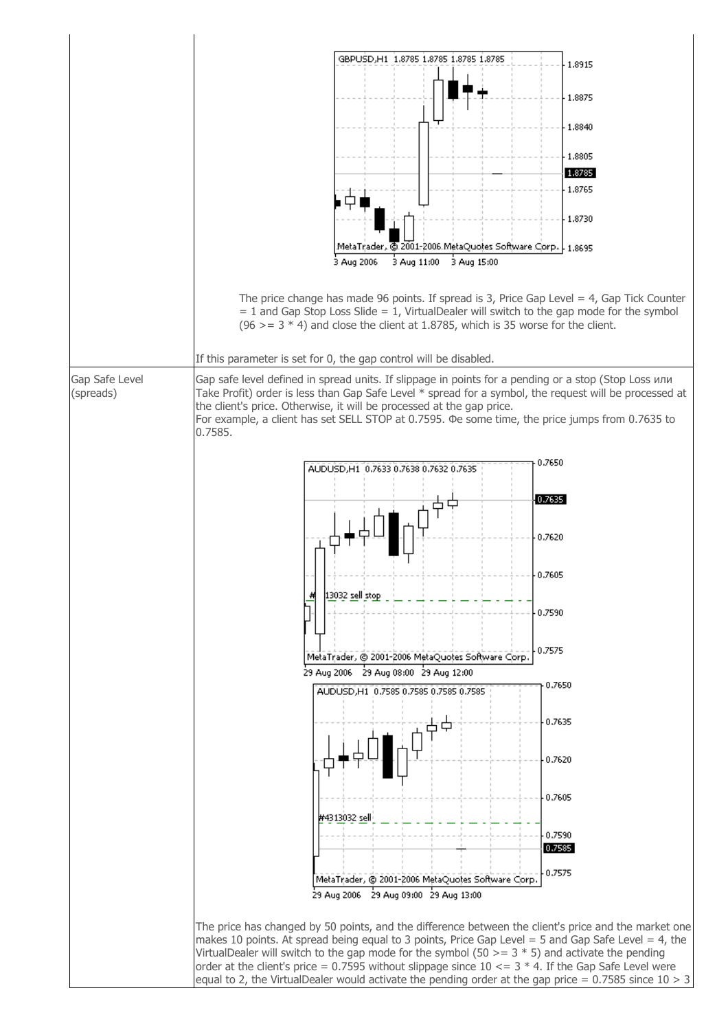| | |
|---|---|
| | The price change has made 96 points. If spread is 3, Price Gap Level = 4, Gap Tick Counter = 1 and Gap Stop Loss Slide = 1, VirtualDealer will switch to the gap mode for the symbol (96 >= 3 * 4) and close the client at 1.8785, which is 35 worse for the client.<br><br>If this parameter is set for 0, the gap control will be disabled. |
| Gap Safe Level (spreads) | Gap safe level defined in spread units. If slippage in points for a pending or a stop (Stop Loss или Take Profit) order is less than Gap Safe Level * spread for a symbol, the request will be processed at the client's price. Otherwise, it will be processed at the gap price.<br>For example, a client has set SELL STOP at 0.7595. Фе some time, the price jumps from 0.7635 to 0.7585.<br><br>The price has changed by 50 points, and the difference between the client's price and the market one makes 10 points. At spread being equal to 3 points, Price Gap Level = 5 and Gap Safe Level = 4, the VirtualDealer will switch to the gap mode for the symbol (50 >= 3 * 5) and activate the pending order at the client's price = 0.7595 without slippage since 10 <= 3 * 4. If the Gap Safe Level were equal to 2, the VirtualDealer would activate the pending order at the gap price = 0.7585 since 10 > 3 |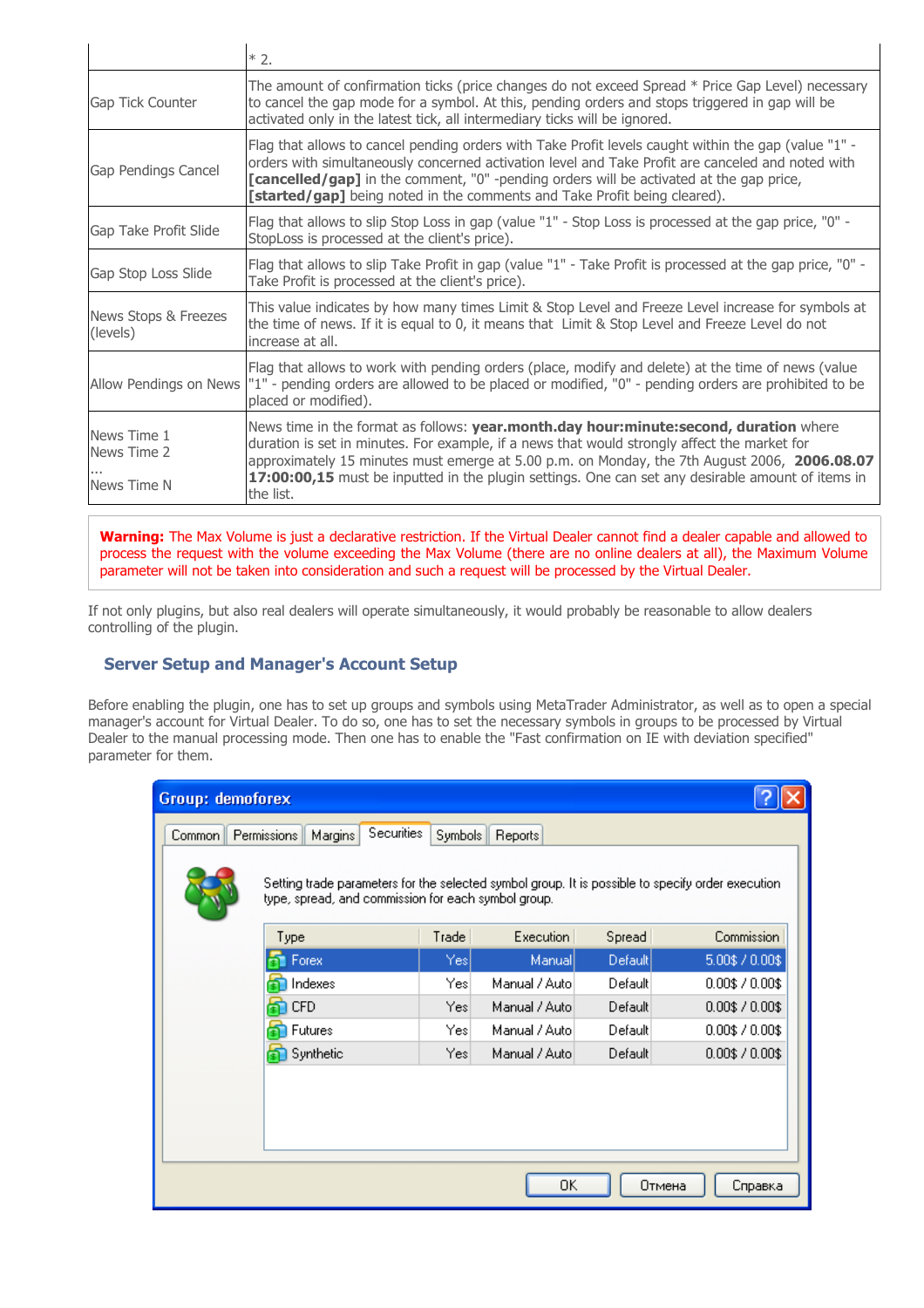| | |
|---|---|
| | * 2. |
| Gap Tick Counter | The amount of confirmation ticks (price changes do not exceed Spread * Price Gap Level) necessary to cancel the gap mode for a symbol. At this, pending orders and stops triggered in gap will be activated only in the latest tick, all intermediary ticks will be ignored. |
| Gap Pendings Cancel | Flag that allows to cancel pending orders with Take Profit levels caught within the gap (value "1" - orders with simultaneously concerned activation level and Take Profit are canceled and noted with **[cancelled/gap]** in the comment, "0" -pending orders will be activated at the gap price, **[started/gap]** being noted in the comments and Take Profit being cleared). |
| Gap Take Profit Slide | Flag that allows to slip Stop Loss in gap (value "1" - Stop Loss is processed at the gap price, "0" - StopLoss is processed at the client's price). |
| Gap Stop Loss Slide | Flag that allows to slip Take Profit in gap (value "1" - Take Profit is processed at the gap price, "0" - Take Profit is processed at the client's price). |
| News Stops & Freezes (levels) | This value indicates by how many times Limit & Stop Level and Freeze Level increase for symbols at the time of news. If it is equal to 0, it means that Limit & Stop Level and Freeze Level do not increase at all. |
| Allow Pendings on News | Flag that allows to work with pending orders (place, modify and delete) at the time of news (value "1" - pending orders are allowed to be placed or modified, "0" - pending orders are prohibited to be placed or modified). |
| News Time 1<br>News Time 2<br>...<br>News Time N | News time in the format as follows: **year.month.day hour:minute:second, duration** where duration is set in minutes. For example, if a news that would strongly affect the market for approximately 15 minutes must emerge at 5.00 p.m. on Monday, the 7th August 2006, **2006.08.07 17:00:00,15** must be inputted in the plugin settings. One can set any desirable amount of items in the list. |

**Warning:** The Max Volume is just a declarative restriction. If the Virtual Dealer cannot find a dealer capable and allowed to process the request with the volume exceeding the Max Volume (there are no online dealers at all), the Maximum Volume parameter will not be taken into consideration and such a request will be processed by the Virtual Dealer.

If not only plugins, but also real dealers will operate simultaneously, it would probably be reasonable to allow dealers controlling of the plugin.

### Server Setup and Manager's Account Setup

Before enabling the plugin, one has to set up groups and symbols using MetaTrader Administrator, as well as to open a special manager's account for Virtual Dealer. To do so, one has to set the necessary symbols in groups to be processed by Virtual Dealer to the manual processing mode. Then one has to enable the "Fast confirmation on IE with deviation specified" parameter for them.

**Group: demoforex**

Common | Permissions | Margins | Securities | Symbols | Reports

Setting trade parameters for the selected symbol group. It is possible to specify order execution type, spread, and commission for each symbol group.

| Type | Trade | Execution | Spread | Commission |
|---|---|---|---|---|
| Forex | Yes | Manual | Default | 5.00$ / 0.00$ |
| Indexes | Yes | Manual / Auto | Default | 0.00$ / 0.00$ |
| CFD | Yes | Manual / Auto | Default | 0.00$ / 0.00$ |
| Futures | Yes | Manual / Auto | Default | 0.00$ / 0.00$ |
| Synthetic | Yes | Manual / Auto | Default | 0.00$ / 0.00$ |

OK | Отмена | Справка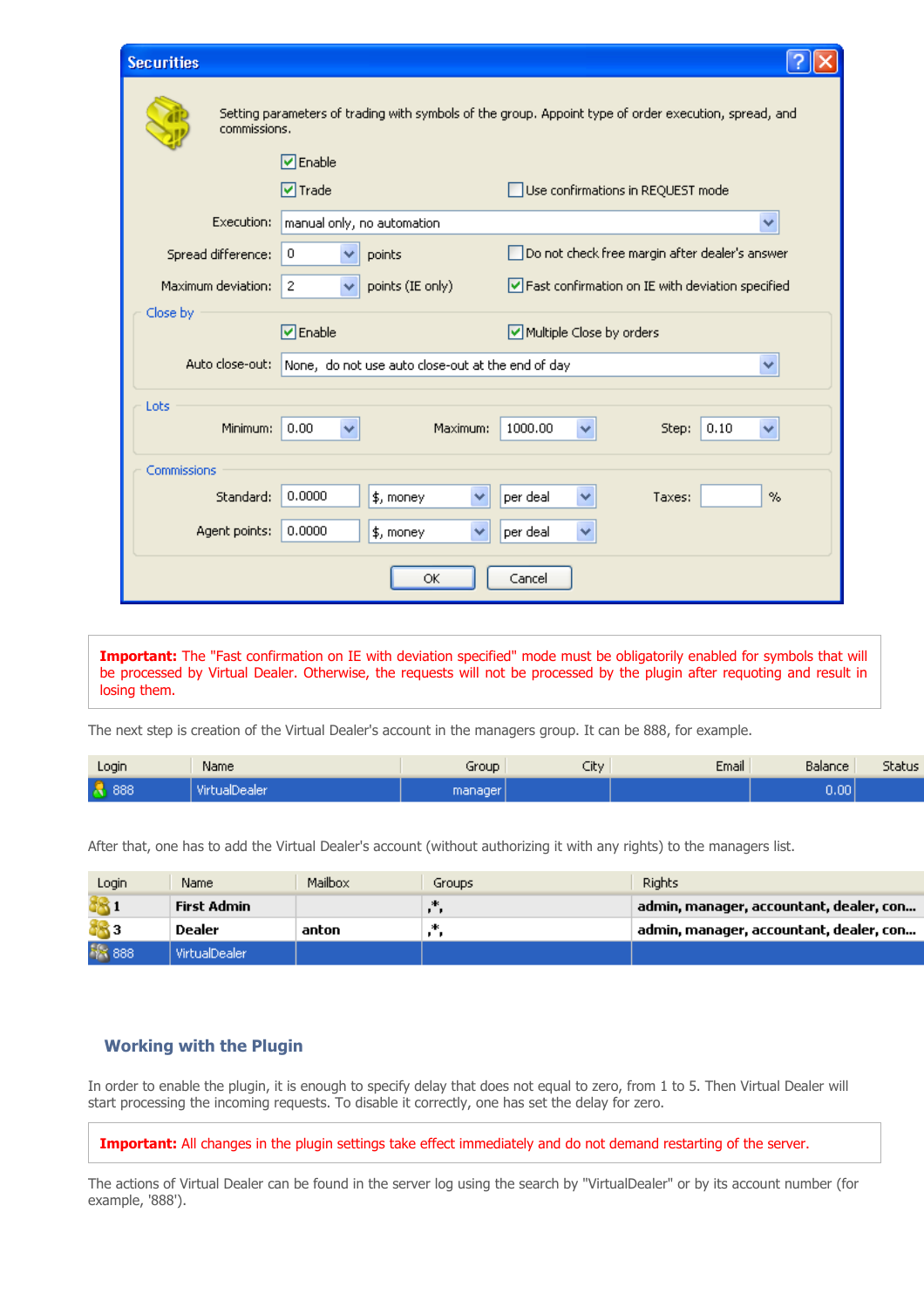**Securities**

Setting parameters of trading with symbols of the group. Appoint type of order execution, spread, and commissions.

- [x] Enable
- [x] Trade
- [ ] Use confirmations in REQUEST mode

Execution: manual only, no automation

Spread difference: 0 points

- [ ] Do not check free margin after dealer's answer

Maximum deviation: 2 points (IE only)

- [x] Fast confirmation on IE with deviation specified

Close by

- [x] Enable
- [x] Multiple Close by orders

Auto close-out: None, do not use auto close-out at the end of day

Lots

Minimum: 0.00 Maximum: 1000.00 Step: 0.10

Commissions

Standard: 0.0000 $, money per deal Taxes: %

Agent points: 0.0000 $, money per deal

OK Cancel

**Important:** The "Fast confirmation on IE with deviation specified" mode must be obligatorily enabled for symbols that will be processed by Virtual Dealer. Otherwise, the requests will not be processed by the plugin after requoting and result in losing them.

The next step is creation of the Virtual Dealer's account in the managers group. It can be 888, for example.

| Login | Name | Group | City | Email | Balance | Status |
|---|---|---|---|---|---|---|
| 888 | VirtualDealer | manager | | | 0.00 | |

After that, one has to add the Virtual Dealer's account (without authorizing it with any rights) to the managers list.

| Login | Name | Mailbox | Groups | Rights |
|---|---|---|---|---|
| 1 | **First Admin** | | ,*, | **admin, manager, accountant, dealer, con...** |
| 3 | **Dealer** | **anton** | ,*, | **admin, manager, accountant, dealer, con...** |
| 888 | VirtualDealer | | | |

## Working with the Plugin

In order to enable the plugin, it is enough to specify delay that does not equal to zero, from 1 to 5. Then Virtual Dealer will start processing the incoming requests. To disable it correctly, one has set the delay for zero.

**Important:** All changes in the plugin settings take effect immediately and do not demand restarting of the server.

The actions of Virtual Dealer can be found in the server log using the search by "VirtualDealer" or by its account number (for example, '888').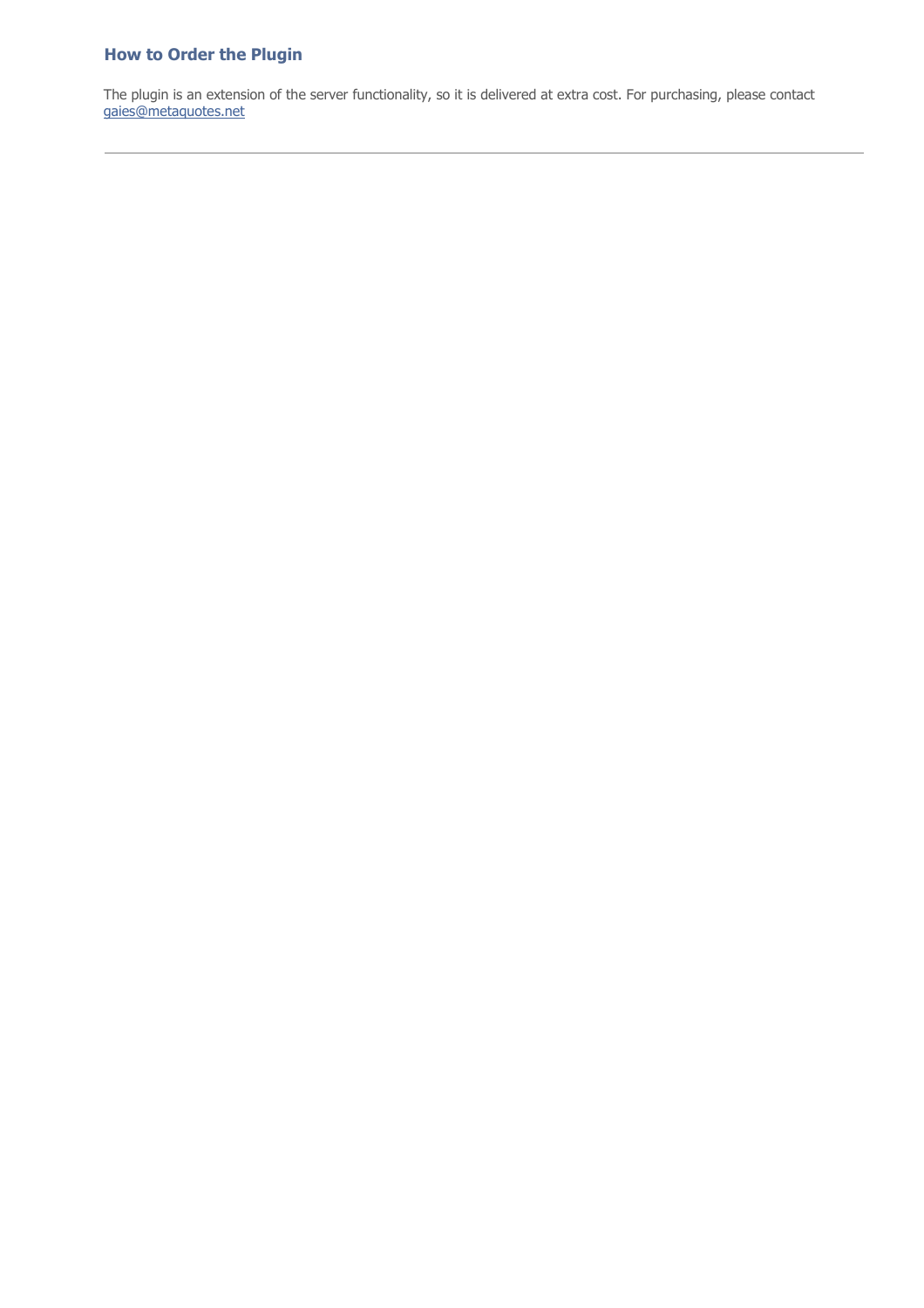### How to Order the Plugin

The plugin is an extension of the server functionality, so it is delivered at extra cost. For purchasing, please contact gaies@metaquotes.net

---